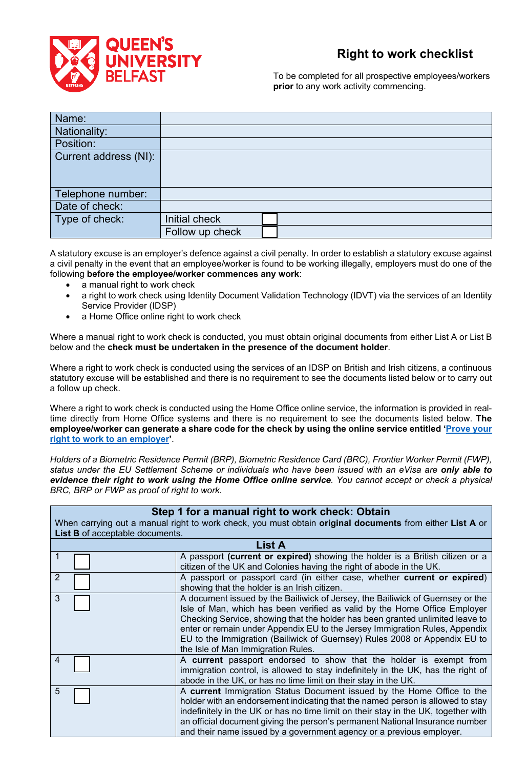# Right to work checklist

To be completed for all prospective employees/workers **prior** to any work activity commencing.

| | | |
|---|---|---|
| Name: | | |
| Nationality: | | |
| Position: | | |
| Current address (NI): | | |
| Telephone number: | | |
| Date of check: | | |
| Type of check: | Initial check | ☐ |
| | Follow up check | ☐ |

A statutory excuse is an employer's defence against a civil penalty. In order to establish a statutory excuse against a civil penalty in the event that an employee/worker is found to be working illegally, employers must do one of the following **before the employee/worker commences any work**:

- a manual right to work check
- a right to work check using Identity Document Validation Technology (IDVT) via the services of an Identity Service Provider (IDSP)
- a Home Office online right to work check

Where a manual right to work check is conducted, you must obtain original documents from either List A or List B below and the **check must be undertaken in the presence of the document holder**.

Where a right to work check is conducted using the services of an IDSP on British and Irish citizens, a continuous statutory excuse will be established and there is no requirement to see the documents listed below or to carry out a follow up check.

Where a right to work check is conducted using the Home Office online service, the information is provided in real-time directly from Home Office systems and there is no requirement to see the documents listed below. **The employee/worker can generate a share code for the check by using the online service entitled '[Prove your right to work to an employer](Prove your right to work to an employer)'**.

*Holders of a Biometric Residence Permit (BRP), Biometric Residence Card (BRC), Frontier Worker Permit (FWP), status under the EU Settlement Scheme or individuals who have been issued with an eVisa are **only able to evidence their right to work using the Home Office online service**. You cannot accept or check a physical BRC, BRP or FWP as proof of right to work.*

| **Step 1 for a manual right to work check: Obtain** When carrying out a manual right to work check, you must obtain **original documents** from either **List A** or **List B** of acceptable documents. | | |
|---|---|---|
| **List A** | | |
| 1 | ☐ | A passport **(current or expired)** showing the holder is a British citizen or a citizen of the UK and Colonies having the right of abode in the UK. |
| 2 | ☐ | A passport or passport card (in either case, whether **current or expired**) showing that the holder is an Irish citizen. |
| 3 | ☐ | A document issued by the Bailiwick of Jersey, the Bailiwick of Guernsey or the Isle of Man, which has been verified as valid by the Home Office Employer Checking Service, showing that the holder has been granted unlimited leave to enter or remain under Appendix EU to the Jersey Immigration Rules, Appendix EU to the Immigration (Bailiwick of Guernsey) Rules 2008 or Appendix EU to the Isle of Man Immigration Rules. |
| 4 | ☐ | A **current** passport endorsed to show that the holder is exempt from immigration control, is allowed to stay indefinitely in the UK, has the right of abode in the UK, or has no time limit on their stay in the UK. |
| 5 | ☐ | A **current** Immigration Status Document issued by the Home Office to the holder with an endorsement indicating that the named person is allowed to stay indefinitely in the UK or has no time limit on their stay in the UK, together with an official document giving the person's permanent National Insurance number and their name issued by a government agency or a previous employer. |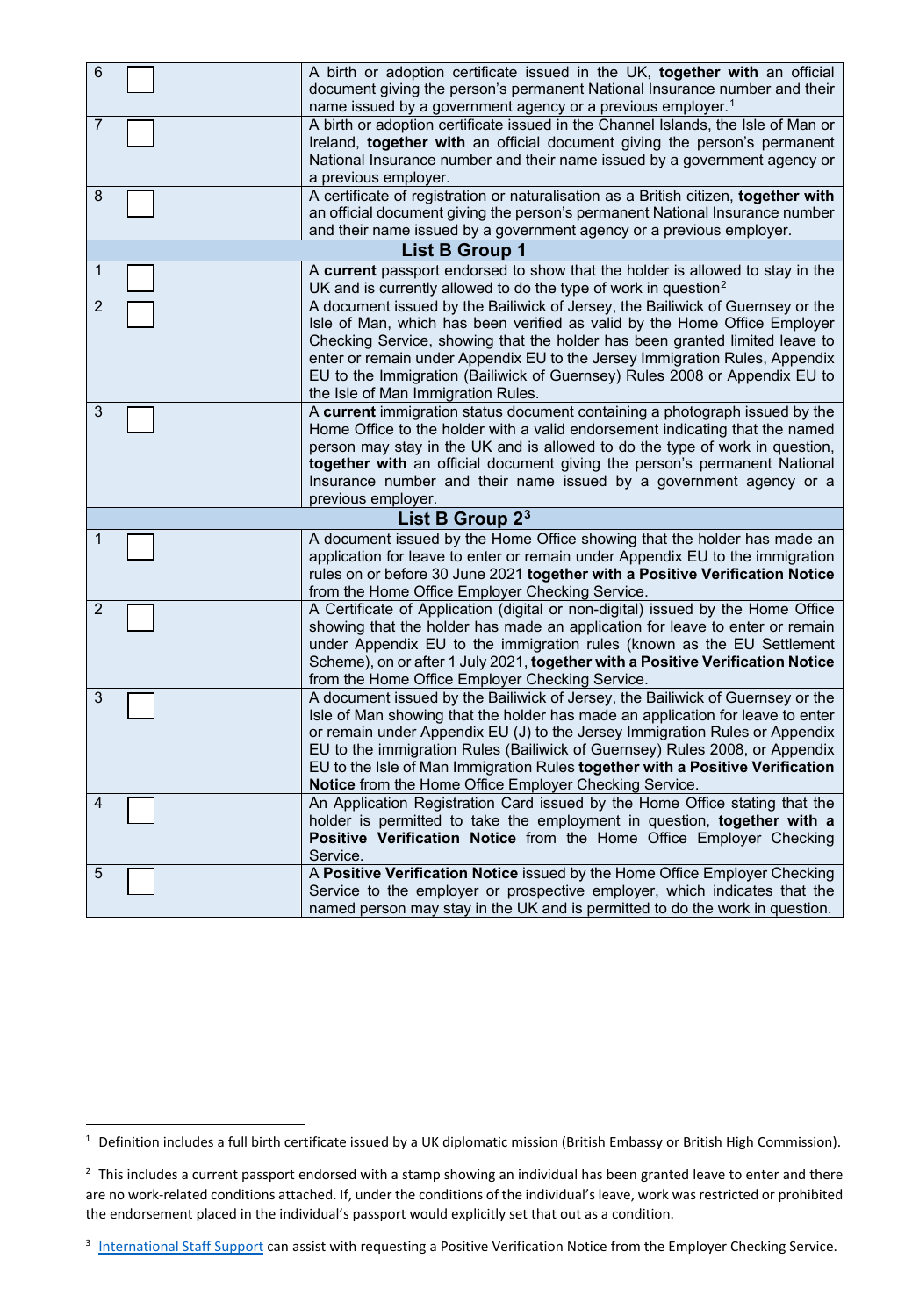| | | |
|---|---|---|
| 6 | ☐ | A birth or adoption certificate issued in the UK, **together with** an official document giving the person's permanent National Insurance number and their name issued by a government agency or a previous employer.[1] |
| 7 | ☐ | A birth or adoption certificate issued in the Channel Islands, the Isle of Man or Ireland, **together with** an official document giving the person's permanent National Insurance number and their name issued by a government agency or a previous employer. |
| 8 | ☐ | A certificate of registration or naturalisation as a British citizen, **together with** an official document giving the person's permanent National Insurance number and their name issued by a government agency or a previous employer. |
| **List B Group 1** | | |
| 1 | ☐ | A **current** passport endorsed to show that the holder is allowed to stay in the UK and is currently allowed to do the type of work in question[2] |
| 2 | ☐ | A document issued by the Bailiwick of Jersey, the Bailiwick of Guernsey or the Isle of Man, which has been verified as valid by the Home Office Employer Checking Service, showing that the holder has been granted limited leave to enter or remain under Appendix EU to the Jersey Immigration Rules, Appendix EU to the Immigration (Bailiwick of Guernsey) Rules 2008 or Appendix EU to the Isle of Man Immigration Rules. |
| 3 | ☐ | A **current** immigration status document containing a photograph issued by the Home Office to the holder with a valid endorsement indicating that the named person may stay in the UK and is allowed to do the type of work in question, **together with** an official document giving the person's permanent National Insurance number and their name issued by a government agency or a previous employer. |
| **List B Group 2**[3] | | |
| 1 | ☐ | A document issued by the Home Office showing that the holder has made an application for leave to enter or remain under Appendix EU to the immigration rules on or before 30 June 2021 **together with a Positive Verification Notice** from the Home Office Employer Checking Service. |
| 2 | ☐ | A Certificate of Application (digital or non-digital) issued by the Home Office showing that the holder has made an application for leave to enter or remain under Appendix EU to the immigration rules (known as the EU Settlement Scheme), on or after 1 July 2021, **together with a Positive Verification Notice** from the Home Office Employer Checking Service. |
| 3 | ☐ | A document issued by the Bailiwick of Jersey, the Bailiwick of Guernsey or the Isle of Man showing that the holder has made an application for leave to enter or remain under Appendix EU (J) to the Jersey Immigration Rules or Appendix EU to the immigration Rules (Bailiwick of Guernsey) Rules 2008, or Appendix EU to the Isle of Man Immigration Rules **together with a Positive Verification Notice** from the Home Office Employer Checking Service. |
| 4 | ☐ | An Application Registration Card issued by the Home Office stating that the holder is permitted to take the employment in question, **together with a Positive Verification Notice** from the Home Office Employer Checking Service. |
| 5 | ☐ | A **Positive Verification Notice** issued by the Home Office Employer Checking Service to the employer or prospective employer, which indicates that the named person may stay in the UK and is permitted to do the work in question. |

[1] Definition includes a full birth certificate issued by a UK diplomatic mission (British Embassy or British High Commission).

[2] This includes a current passport endorsed with a stamp showing an individual has been granted leave to enter and there are no work-related conditions attached. If, under the conditions of the individual's leave, work was restricted or prohibited the endorsement placed in the individual's passport would explicitly set that out as a condition.

[3] International Staff Support can assist with requesting a Positive Verification Notice from the Employer Checking Service.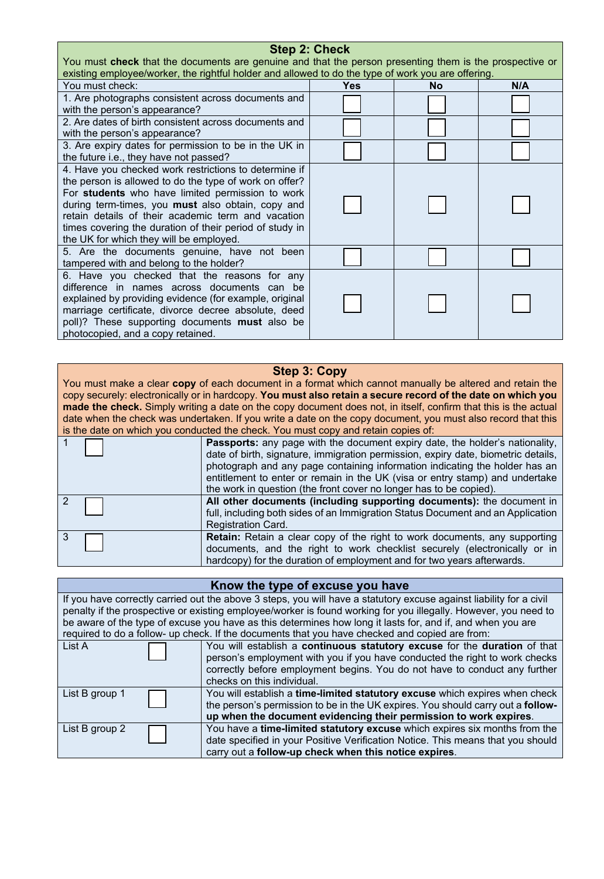## Step 2: Check

You must **check** that the documents are genuine and that the person presenting them is the prospective or existing employee/worker, the rightful holder and allowed to do the type of work you are offering.

| You must check: | Yes | No | N/A |
|---|---|---|---|
| 1. Are photographs consistent across documents and with the person's appearance? | ☐ | ☐ | ☐ |
| 2. Are dates of birth consistent across documents and with the person's appearance? | ☐ | ☐ | ☐ |
| 3. Are expiry dates for permission to be in the UK in the future i.e., they have not passed? | ☐ | ☐ | ☐ |
| 4. Have you checked work restrictions to determine if the person is allowed to do the type of work on offer? For **students** who have limited permission to work during term-times, you **must** also obtain, copy and retain details of their academic term and vacation times covering the duration of their period of study in the UK for which they will be employed. | ☐ | ☐ | ☐ |
| 5. Are the documents genuine, have not been tampered with and belong to the holder? | ☐ | ☐ | ☐ |
| 6. Have you checked that the reasons for any difference in names across documents can be explained by providing evidence (for example, original marriage certificate, divorce decree absolute, deed poll)? These supporting documents **must** also be photocopied, and a copy retained. | ☐ | ☐ | ☐ |

## Step 3: Copy

You must make a clear **copy** of each document in a format which cannot manually be altered and retain the copy securely: electronically or in hardcopy. **You must also retain a secure record of the date on which you made the check.** Simply writing a date on the copy document does not, in itself, confirm that this is the actual date when the check was undertaken. If you write a date on the copy document, you must also record that this is the date on which you conducted the check. You must copy and retain copies of:

| | |
|---|---|
| 1 ☐ | **Passports:** any page with the document expiry date, the holder's nationality, date of birth, signature, immigration permission, expiry date, biometric details, photograph and any page containing information indicating the holder has an entitlement to enter or remain in the UK (visa or entry stamp) and undertake the work in question (the front cover no longer has to be copied). |
| 2 ☐ | **All other documents (including supporting documents):** the document in full, including both sides of an Immigration Status Document and an Application Registration Card. |
| 3 ☐ | **Retain:** Retain a clear copy of the right to work documents, any supporting documents, and the right to work checklist securely (electronically or in hardcopy) for the duration of employment and for two years afterwards. |

## Know the type of excuse you have

If you have correctly carried out the above 3 steps, you will have a statutory excuse against liability for a civil penalty if the prospective or existing employee/worker is found working for you illegally. However, you need to be aware of the type of excuse you have as this determines how long it lasts for, and if, and when you are required to do a follow- up check. If the documents that you have checked and copied are from:

| | |
|---|---|
| List A ☐ | You will establish a **continuous statutory excuse** for the **duration** of that person's employment with you if you have conducted the right to work checks correctly before employment begins. You do not have to conduct any further checks on this individual. |
| List B group 1 ☐ | You will establish a **time-limited statutory excuse** which expires when check the person's permission to be in the UK expires. You should carry out a **follow-up when the document evidencing their permission to work expires**. |
| List B group 2 ☐ | You have a **time-limited statutory excuse** which expires six months from the date specified in your Positive Verification Notice. This means that you should carry out a **follow-up check when this notice expires**. |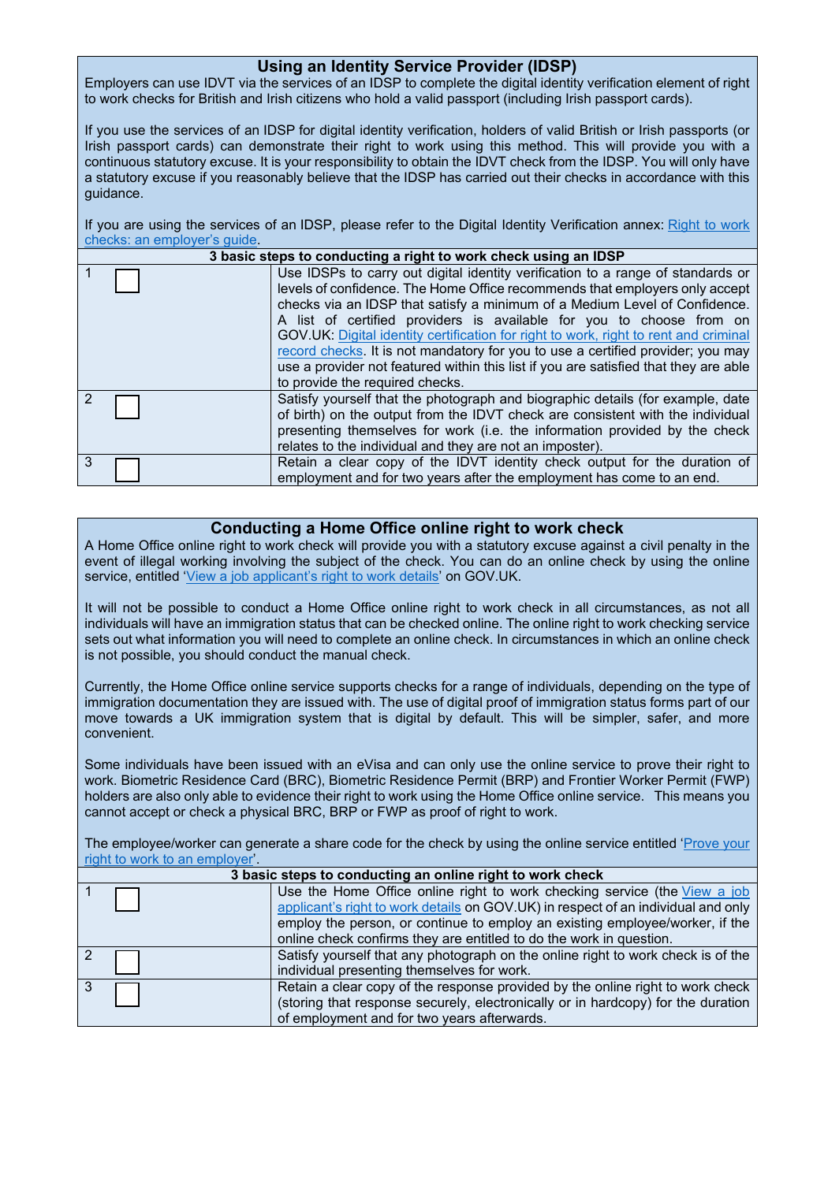## Using an Identity Service Provider (IDSP)

Employers can use IDVT via the services of an IDSP to complete the digital identity verification element of right to work checks for British and Irish citizens who hold a valid passport (including Irish passport cards).

If you use the services of an IDSP for digital identity verification, holders of valid British or Irish passports (or Irish passport cards) can demonstrate their right to work using this method. This will provide you with a continuous statutory excuse. It is your responsibility to obtain the IDVT check from the IDSP. You will only have a statutory excuse if you reasonably believe that the IDSP has carried out their checks in accordance with this guidance.

If you are using the services of an IDSP, please refer to the Digital Identity Verification annex: Right to work checks: an employer's guide.

| 3 basic steps to conducting a right to work check using an IDSP | |
|---|---|
| 1 ☐ | Use IDSPs to carry out digital identity verification to a range of standards or levels of confidence. The Home Office recommends that employers only accept checks via an IDSP that satisfy a minimum of a Medium Level of Confidence. A list of certified providers is available for you to choose from on GOV.UK: Digital identity certification for right to work, right to rent and criminal record checks. It is not mandatory for you to use a certified provider; you may use a provider not featured within this list if you are satisfied that they are able to provide the required checks. |
| 2 ☐ | Satisfy yourself that the photograph and biographic details (for example, date of birth) on the output from the IDVT check are consistent with the individual presenting themselves for work (i.e. the information provided by the check relates to the individual and they are not an imposter). |
| 3 ☐ | Retain a clear copy of the IDVT identity check output for the duration of employment and for two years after the employment has come to an end. |

## Conducting a Home Office online right to work check

A Home Office online right to work check will provide you with a statutory excuse against a civil penalty in the event of illegal working involving the subject of the check. You can do an online check by using the online service, entitled 'View a job applicant's right to work details' on GOV.UK.

It will not be possible to conduct a Home Office online right to work check in all circumstances, as not all individuals will have an immigration status that can be checked online. The online right to work checking service sets out what information you will need to complete an online check. In circumstances in which an online check is not possible, you should conduct the manual check.

Currently, the Home Office online service supports checks for a range of individuals, depending on the type of immigration documentation they are issued with. The use of digital proof of immigration status forms part of our move towards a UK immigration system that is digital by default. This will be simpler, safer, and more convenient.

Some individuals have been issued with an eVisa and can only use the online service to prove their right to work. Biometric Residence Card (BRC), Biometric Residence Permit (BRP) and Frontier Worker Permit (FWP) holders are also only able to evidence their right to work using the Home Office online service. This means you cannot accept or check a physical BRC, BRP or FWP as proof of right to work.

The employee/worker can generate a share code for the check by using the online service entitled 'Prove your right to work to an employer'.

| 3 basic steps to conducting an online right to work check | |
|---|---|
| 1 ☐ | Use the Home Office online right to work checking service (the View a job applicant's right to work details on GOV.UK) in respect of an individual and only employ the person, or continue to employ an existing employee/worker, if the online check confirms they are entitled to do the work in question. |
| 2 ☐ | Satisfy yourself that any photograph on the online right to work check is of the individual presenting themselves for work. |
| 3 ☐ | Retain a clear copy of the response provided by the online right to work check (storing that response securely, electronically or in hardcopy) for the duration of employment and for two years afterwards. |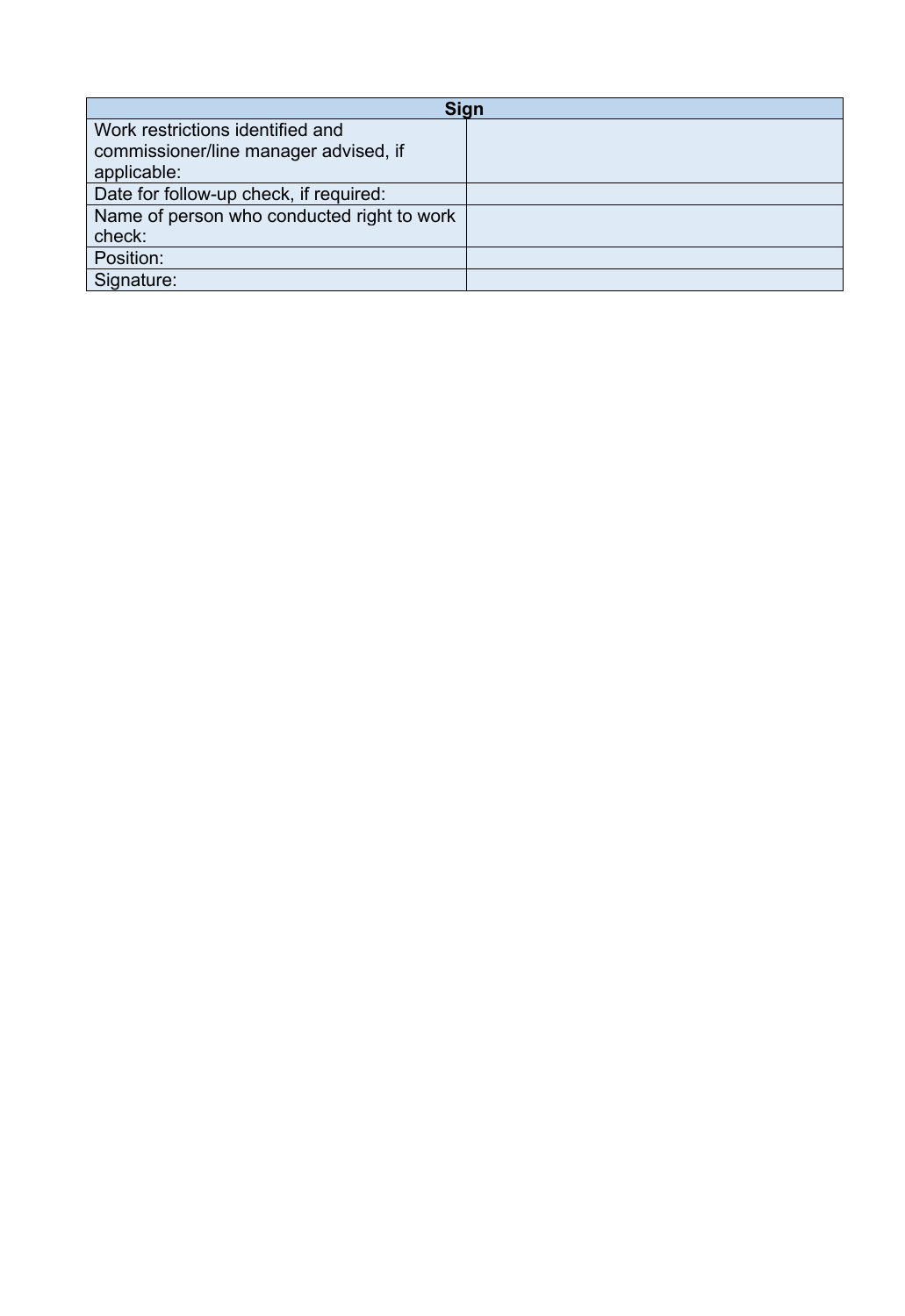| Sign | |
|---|---|
| Work restrictions identified and commissioner/line manager advised, if applicable: | |
| Date for follow-up check, if required: | |
| Name of person who conducted right to work check: | |
| Position: | |
| Signature: | |